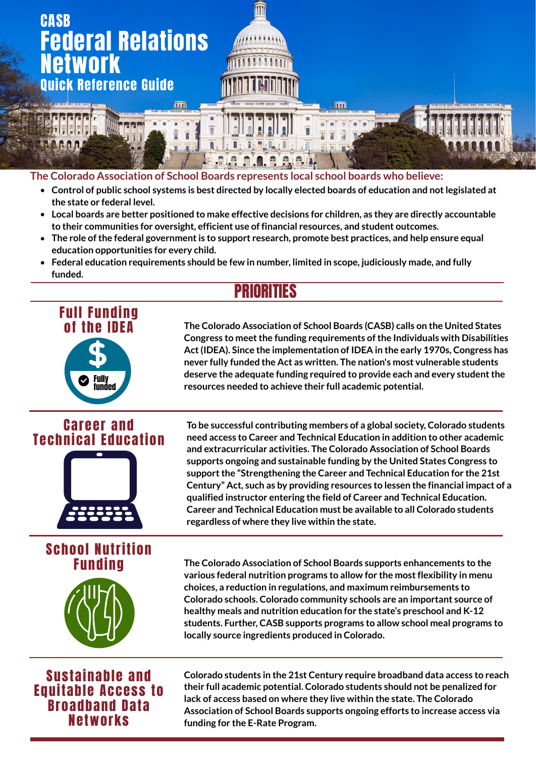# CASB Federal Relations Network

## Quick Reference Guide

**The Colorado Association of School Boards represents local school boards who believe:**

- **Control of public school systems is best directed by locally elected boards of education and not legislated at the state or federal level.**
- **Local boards are better positioned to make effective decisions for children, as they are directly accountable to their communities for oversight, efficient use of financial resources, and student outcomes.**
- **The role of the federal government is to support research, promote best practices, and help ensure equal education opportunities for every child.**
- **Federal education requirements should be few in number, limited in scope, judiciously made, and fully funded.**

## PRIORITIES

### Full Funding of the IDEA

Fully funded

**The Colorado Association of School Boards (CASB) calls on the United States Congress to meet the funding requirements of the Individuals with Disabilities Act (IDEA). Since the implementation of IDEA in the early 1970s, Congress has never fully funded the Act as written. The nation's most vulnerable students deserve the adequate funding required to provide each and every student the resources needed to achieve their full academic potential.**

### Career and Technical Education

**To be successful contributing members of a global society, Colorado students need access to Career and Technical Education in addition to other academic and extracurricular activities. The Colorado Association of School Boards supports ongoing and sustainable funding by the United States Congress to support the "Strengthening the Career and Technical Education for the 21st Century" Act, such as by providing resources to lessen the financial impact of a qualified instructor entering the field of Career and Technical Education. Career and Technical Education must be available to all Colorado students regardless of where they live within the state.**

### School Nutrition Funding

**The Colorado Association of School Boards supports enhancements to the various federal nutrition programs to allow for the most flexibility in menu choices, a reduction in regulations, and maximum reimbursements to Colorado schools. Colorado community schools are an important source of healthy meals and nutrition education for the state's preschool and K-12 students. Further, CASB supports programs to allow school meal programs to locally source ingredients produced in Colorado.**

### Sustainable and Equitable Access to Broadband Data Networks

**Colorado students in the 21st Century require broadband data access to reach their full academic potential. Colorado students should not be penalized for lack of access based on where they live within the state. The Colorado Association of School Boards supports ongoing efforts to increase access via funding for the E-Rate Program.**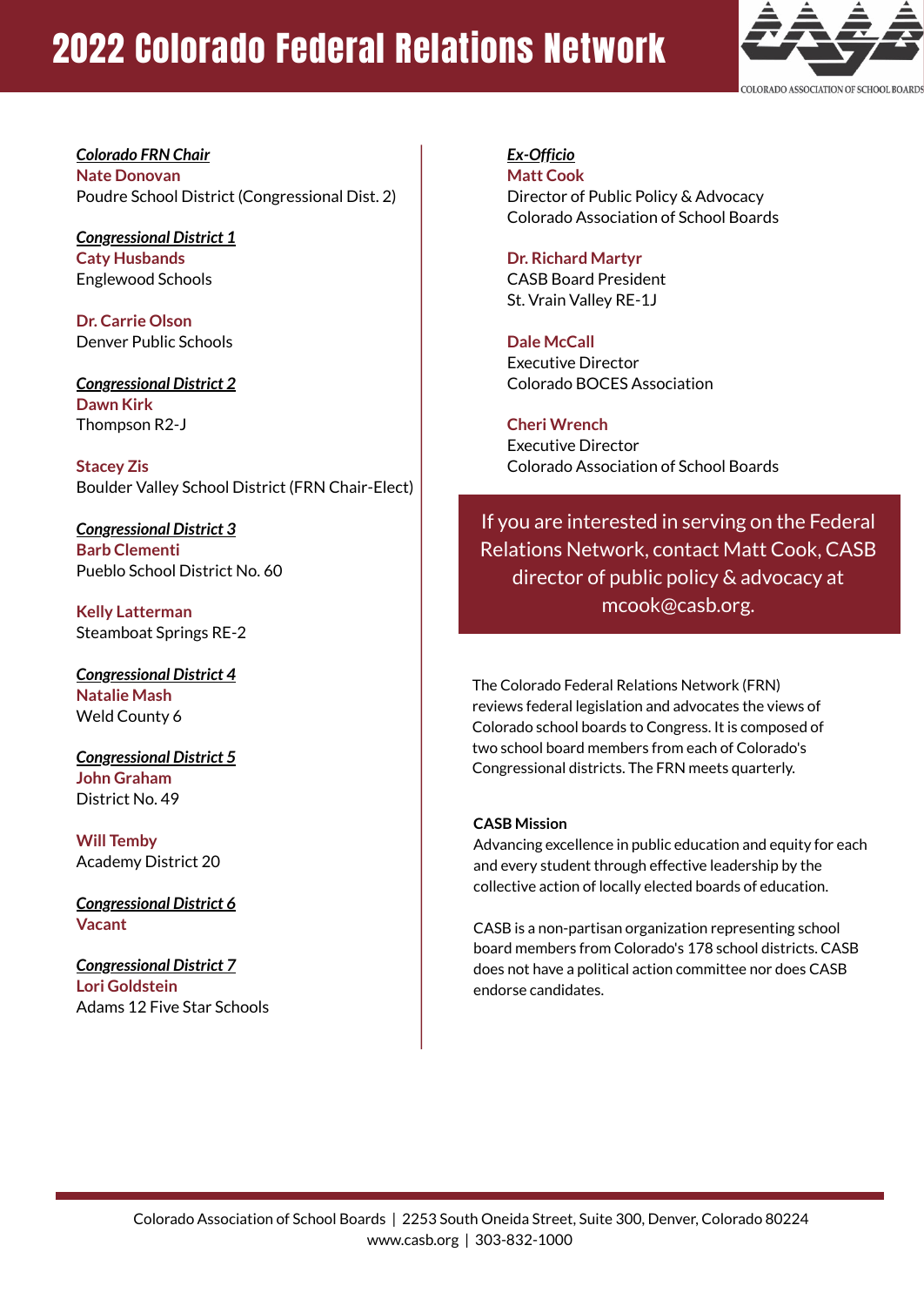# 2022 Colorado Federal Relations Network

COLORADO ASSOCIATION OF SCHOOL BOARDS

***Colorado FRN Chair***
**Nate Donovan**
Poudre School District (Congressional Dist. 2)

***Congressional District 1***
**Caty Husbands**
Englewood Schools

**Dr. Carrie Olson**
Denver Public Schools

***Congressional District 2***
**Dawn Kirk**
Thompson R2-J

**Stacey Zis**
Boulder Valley School District (FRN Chair-Elect)

***Congressional District 3***
**Barb Clementi**
Pueblo School District No. 60

**Kelly Latterman**
Steamboat Springs RE-2

***Congressional District 4***
**Natalie Mash**
Weld County 6

***Congressional District 5***
**John Graham**
District No. 49

**Will Temby**
Academy District 20

***Congressional District 6***
**Vacant**

***Congressional District 7***
**Lori Goldstein**
Adams 12 Five Star Schools

***Ex-Officio***
**Matt Cook**
Director of Public Policy & Advocacy
Colorado Association of School Boards

**Dr. Richard Martyr**
CASB Board President
St. Vrain Valley RE-1J

**Dale McCall**
Executive Director
Colorado BOCES Association

**Cheri Wrench**
Executive Director
Colorado Association of School Boards

If you are interested in serving on the Federal Relations Network, contact Matt Cook, CASB director of public policy & advocacy at mcook@casb.org.

The Colorado Federal Relations Network (FRN) reviews federal legislation and advocates the views of Colorado school boards to Congress. It is composed of two school board members from each of Colorado's Congressional districts. The FRN meets quarterly.

**CASB Mission**
Advancing excellence in public education and equity for each and every student through effective leadership by the collective action of locally elected boards of education.

CASB is a non-partisan organization representing school board members from Colorado's 178 school districts. CASB does not have a political action committee nor does CASB endorse candidates.

Colorado Association of School Boards | 2253 South Oneida Street, Suite 300, Denver, Colorado 80224
www.casb.org | 303-832-1000